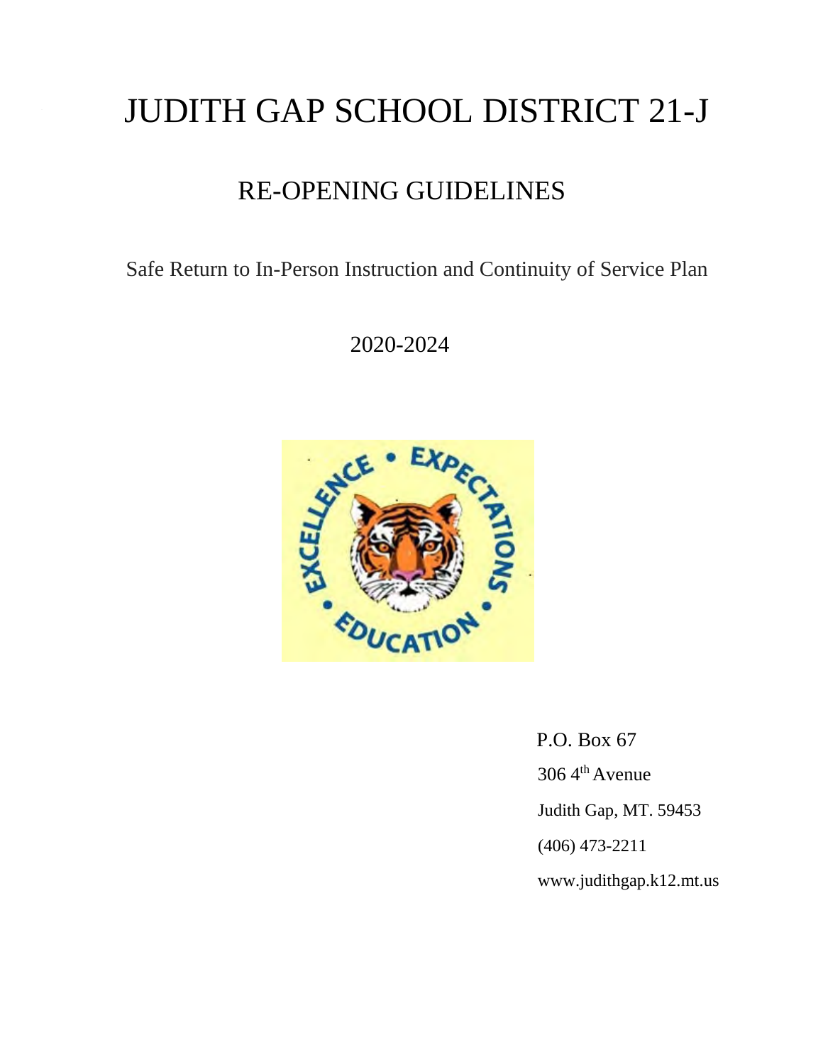# JUDITH GAP SCHOOL DISTRICT 21-J

## RE-OPENING GUIDELINES

Safe Return to In-Person Instruction and Continuity of Service Plan

2020-2024

P.O. Box 67

306 4th Avenue

Judith Gap, MT. 59453

(406) 473-2211

www.judithgap.k12.mt.us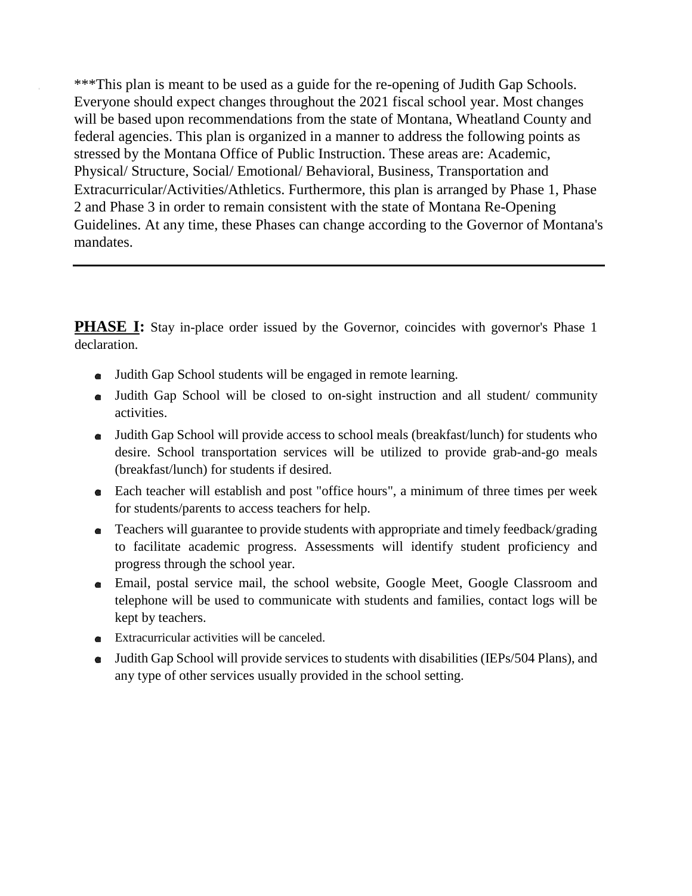***This plan is meant to be used as a guide for the re-opening of Judith Gap Schools. Everyone should expect changes throughout the 2021 fiscal school year. Most changes will be based upon recommendations from the state of Montana, Wheatland County and federal agencies. This plan is organized in a manner to address the following points as stressed by the Montana Office of Public Instruction. These areas are: Academic, Physical/ Structure, Social/ Emotional/ Behavioral, Business, Transportation and Extracurricular/Activities/Athletics. Furthermore, this plan is arranged by Phase 1, Phase 2 and Phase 3 in order to remain consistent with the state of Montana Re-Opening Guidelines. At any time, these Phases can change according to the Governor of Montana's mandates.

---

**PHASE I:** Stay in-place order issued by the Governor, coincides with governor's Phase 1 declaration.

- Judith Gap School students will be engaged in remote learning.
- Judith Gap School will be closed to on-sight instruction and all student/ community activities.
- Judith Gap School will provide access to school meals (breakfast/lunch) for students who desire. School transportation services will be utilized to provide grab-and-go meals (breakfast/lunch) for students if desired.
- Each teacher will establish and post "office hours", a minimum of three times per week for students/parents to access teachers for help.
- Teachers will guarantee to provide students with appropriate and timely feedback/grading to facilitate academic progress. Assessments will identify student proficiency and progress through the school year.
- Email, postal service mail, the school website, Google Meet, Google Classroom and telephone will be used to communicate with students and families, contact logs will be kept by teachers.
- Extracurricular activities will be canceled.
- Judith Gap School will provide services to students with disabilities (IEPs/504 Plans), and any type of other services usually provided in the school setting.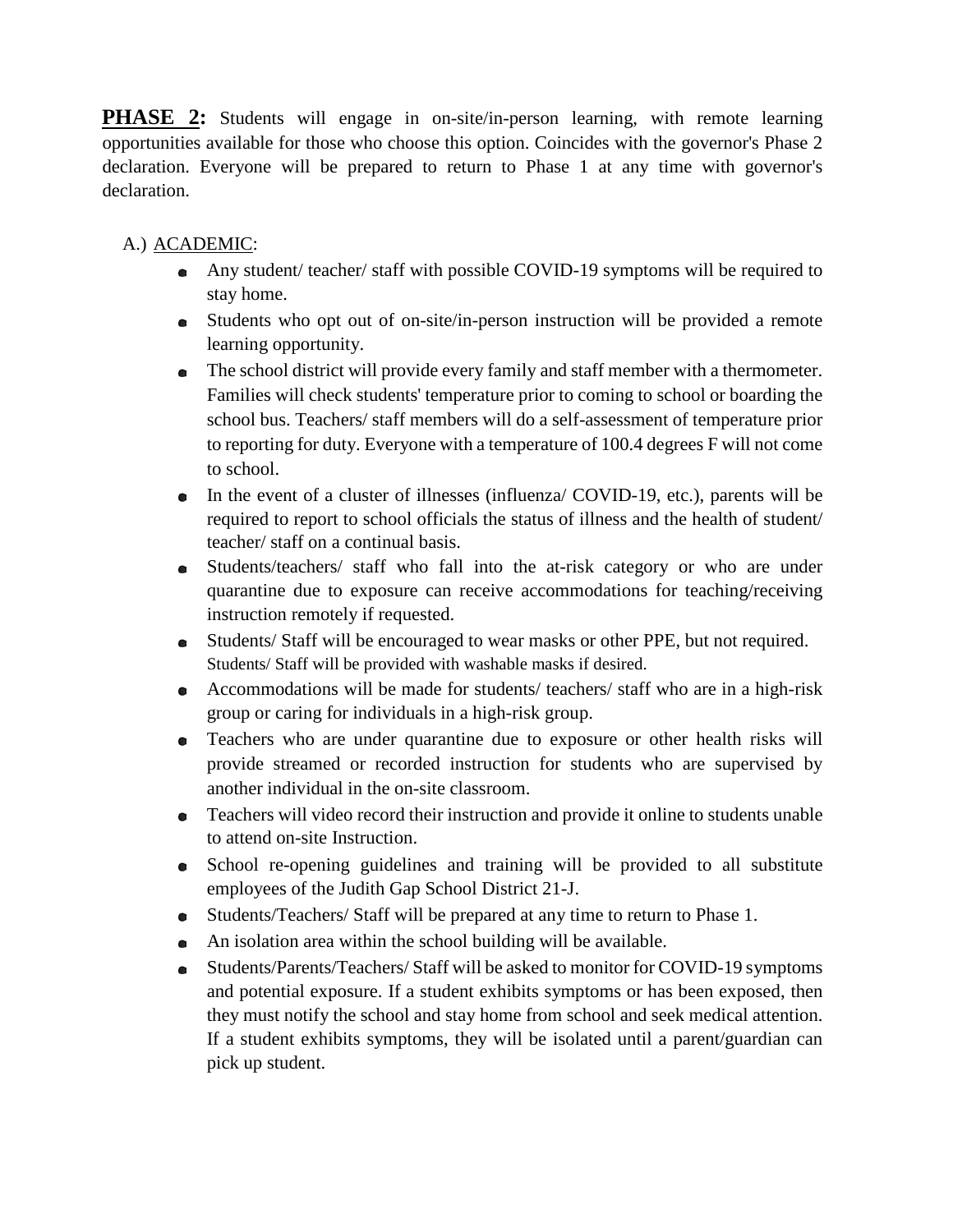**PHASE 2:** Students will engage in on-site/in-person learning, with remote learning opportunities available for those who choose this option. Coincides with the governor's Phase 2 declaration. Everyone will be prepared to return to Phase 1 at any time with governor's declaration.

A.) ACADEMIC:

- Any student/ teacher/ staff with possible COVID-19 symptoms will be required to stay home.
- Students who opt out of on-site/in-person instruction will be provided a remote learning opportunity.
- The school district will provide every family and staff member with a thermometer. Families will check students' temperature prior to coming to school or boarding the school bus. Teachers/ staff members will do a self-assessment of temperature prior to reporting for duty. Everyone with a temperature of 100.4 degrees F will not come to school.
- In the event of a cluster of illnesses (influenza/ COVID-19, etc.), parents will be required to report to school officials the status of illness and the health of student/ teacher/ staff on a continual basis.
- Students/teachers/ staff who fall into the at-risk category or who are under quarantine due to exposure can receive accommodations for teaching/receiving instruction remotely if requested.
- Students/ Staff will be encouraged to wear masks or other PPE, but not required. Students/ Staff will be provided with washable masks if desired.
- Accommodations will be made for students/ teachers/ staff who are in a high-risk group or caring for individuals in a high-risk group.
- Teachers who are under quarantine due to exposure or other health risks will provide streamed or recorded instruction for students who are supervised by another individual in the on-site classroom.
- Teachers will video record their instruction and provide it online to students unable to attend on-site Instruction.
- School re-opening guidelines and training will be provided to all substitute employees of the Judith Gap School District 21-J.
- Students/Teachers/ Staff will be prepared at any time to return to Phase 1.
- An isolation area within the school building will be available.
- Students/Parents/Teachers/ Staff will be asked to monitor for COVID-19 symptoms and potential exposure. If a student exhibits symptoms or has been exposed, then they must notify the school and stay home from school and seek medical attention. If a student exhibits symptoms, they will be isolated until a parent/guardian can pick up student.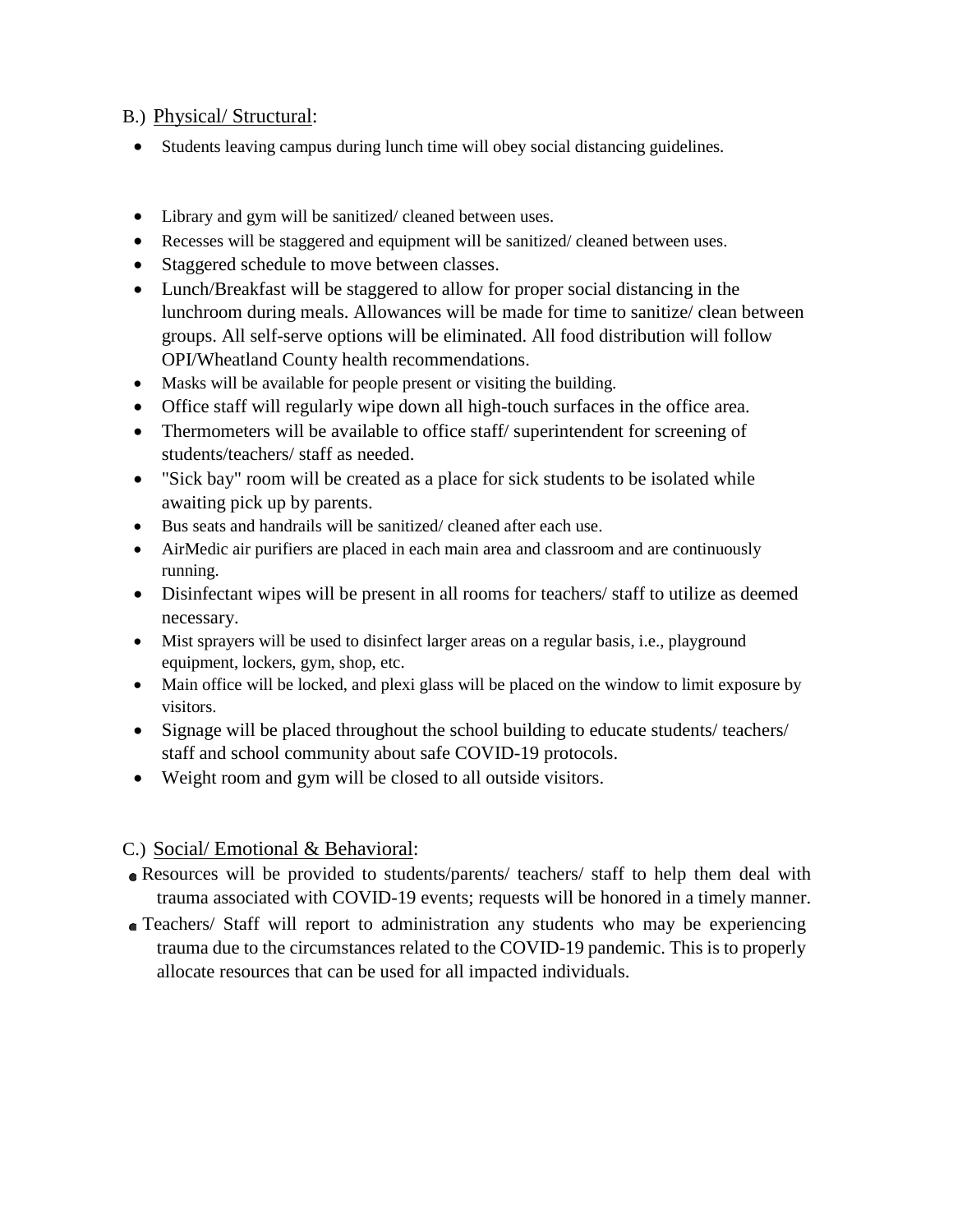B.) Physical/ Structural:

- Students leaving campus during lunch time will obey social distancing guidelines.

- Library and gym will be sanitized/ cleaned between uses.
- Recesses will be staggered and equipment will be sanitized/ cleaned between uses.
- Staggered schedule to move between classes.
- Lunch/Breakfast will be staggered to allow for proper social distancing in the lunchroom during meals. Allowances will be made for time to sanitize/ clean between groups. All self-serve options will be eliminated. All food distribution will follow OPI/Wheatland County health recommendations.
- Masks will be available for people present or visiting the building.
- Office staff will regularly wipe down all high-touch surfaces in the office area.
- Thermometers will be available to office staff/ superintendent for screening of students/teachers/ staff as needed.
- "Sick bay" room will be created as a place for sick students to be isolated while awaiting pick up by parents.
- Bus seats and handrails will be sanitized/ cleaned after each use.
- AirMedic air purifiers are placed in each main area and classroom and are continuously running.
- Disinfectant wipes will be present in all rooms for teachers/ staff to utilize as deemed necessary.
- Mist sprayers will be used to disinfect larger areas on a regular basis, i.e., playground equipment, lockers, gym, shop, etc.
- Main office will be locked, and plexi glass will be placed on the window to limit exposure by visitors.
- Signage will be placed throughout the school building to educate students/ teachers/ staff and school community about safe COVID-19 protocols.
- Weight room and gym will be closed to all outside visitors.

C.) Social/ Emotional & Behavioral:

- Resources will be provided to students/parents/ teachers/ staff to help them deal with trauma associated with COVID-19 events; requests will be honored in a timely manner.
- Teachers/ Staff will report to administration any students who may be experiencing trauma due to the circumstances related to the COVID-19 pandemic. This is to properly allocate resources that can be used for all impacted individuals.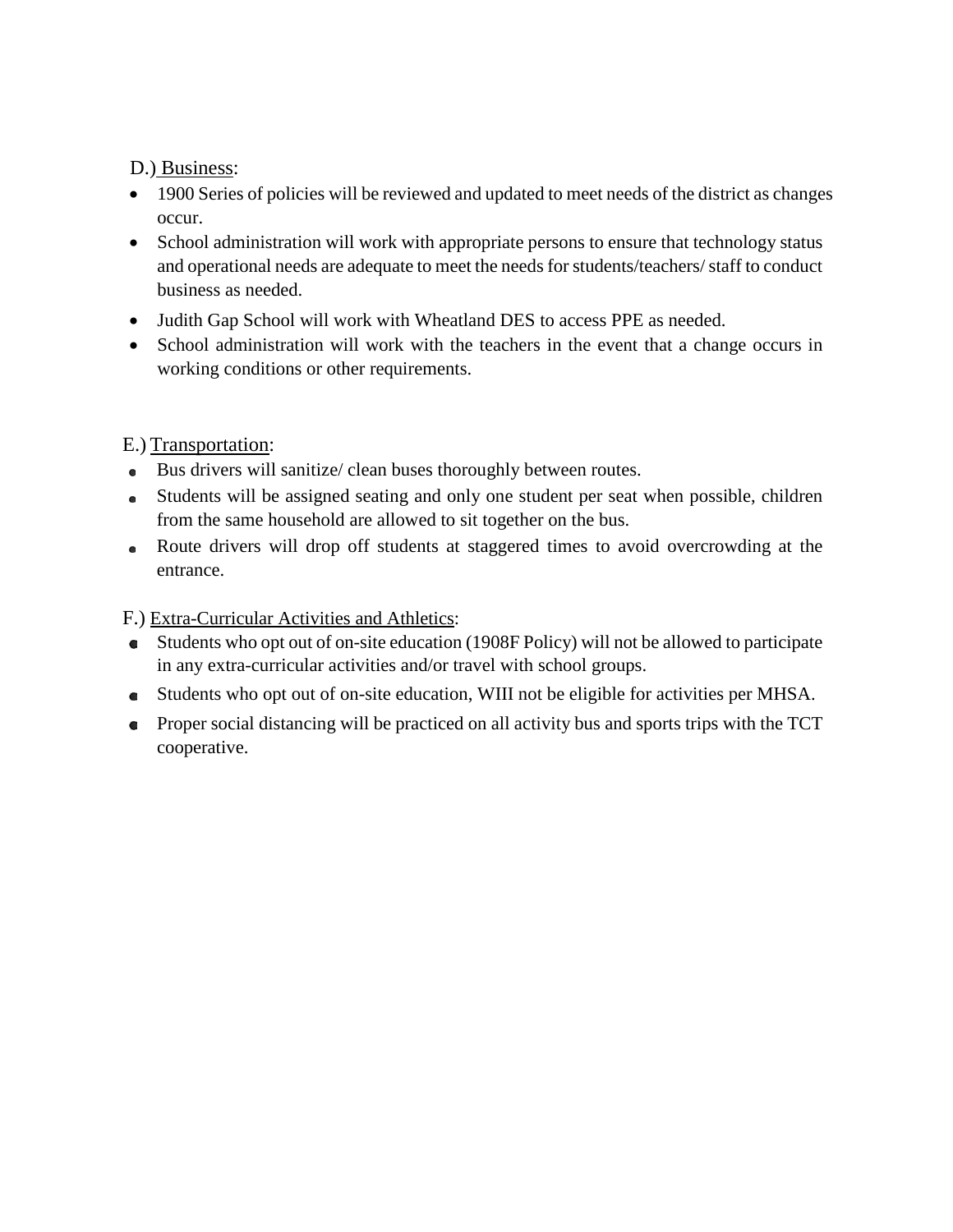D.) Business:

- 1900 Series of policies will be reviewed and updated to meet needs of the district as changes occur.
- School administration will work with appropriate persons to ensure that technology status and operational needs are adequate to meet the needs for students/teachers/ staff to conduct business as needed.
- Judith Gap School will work with Wheatland DES to access PPE as needed.
- School administration will work with the teachers in the event that a change occurs in working conditions or other requirements.

E.) Transportation:

- Bus drivers will sanitize/ clean buses thoroughly between routes.
- Students will be assigned seating and only one student per seat when possible, children from the same household are allowed to sit together on the bus.
- Route drivers will drop off students at staggered times to avoid overcrowding at the entrance.

F.) Extra-Curricular Activities and Athletics:

- Students who opt out of on-site education (1908F Policy) will not be allowed to participate in any extra-curricular activities and/or travel with school groups.
- Students who opt out of on-site education, WIII not be eligible for activities per MHSA.
- Proper social distancing will be practiced on all activity bus and sports trips with the TCT cooperative.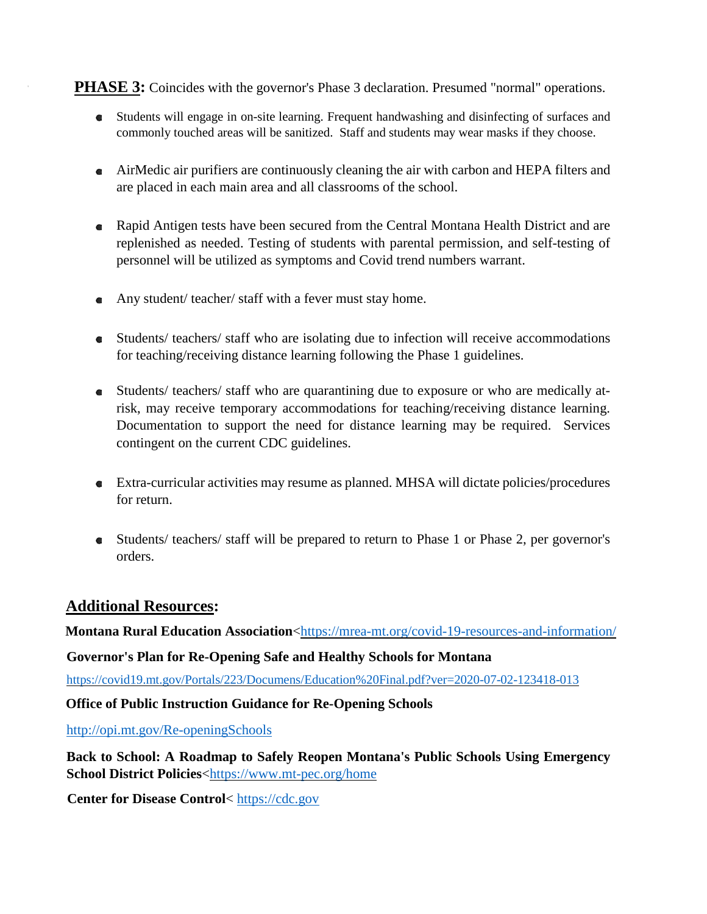**PHASE 3:** Coincides with the governor's Phase 3 declaration. Presumed "normal" operations.

- Students will engage in on-site learning. Frequent handwashing and disinfecting of surfaces and commonly touched areas will be sanitized. Staff and students may wear masks if they choose.
- AirMedic air purifiers are continuously cleaning the air with carbon and HEPA filters and are placed in each main area and all classrooms of the school.
- Rapid Antigen tests have been secured from the Central Montana Health District and are replenished as needed. Testing of students with parental permission, and self-testing of personnel will be utilized as symptoms and Covid trend numbers warrant.
- Any student/ teacher/ staff with a fever must stay home.
- Students/ teachers/ staff who are isolating due to infection will receive accommodations for teaching/receiving distance learning following the Phase 1 guidelines.
- Students/ teachers/ staff who are quarantining due to exposure or who are medically at-risk, may receive temporary accommodations for teaching/receiving distance learning. Documentation to support the need for distance learning may be required. Services contingent on the current CDC guidelines.
- Extra-curricular activities may resume as planned. MHSA will dictate policies/procedures for return.
- Students/ teachers/ staff will be prepared to return to Phase 1 or Phase 2, per governor's orders.

## Additional Resources:

**Montana Rural Education Association**<https://mrea-mt.org/covid-19-resources-and-information/

**Governor's Plan for Re-Opening Safe and Healthy Schools for Montana**

https://covid19.mt.gov/Portals/223/Documens/Education%20Final.pdf?ver=2020-07-02-123418-013

**Office of Public Instruction Guidance for Re-Opening Schools**

http://opi.mt.gov/Re-openingSchools

**Back to School: A Roadmap to Safely Reopen Montana's Public Schools Using Emergency School District Policies**<https://www.mt-pec.org/home

**Center for Disease Control**< https://cdc.gov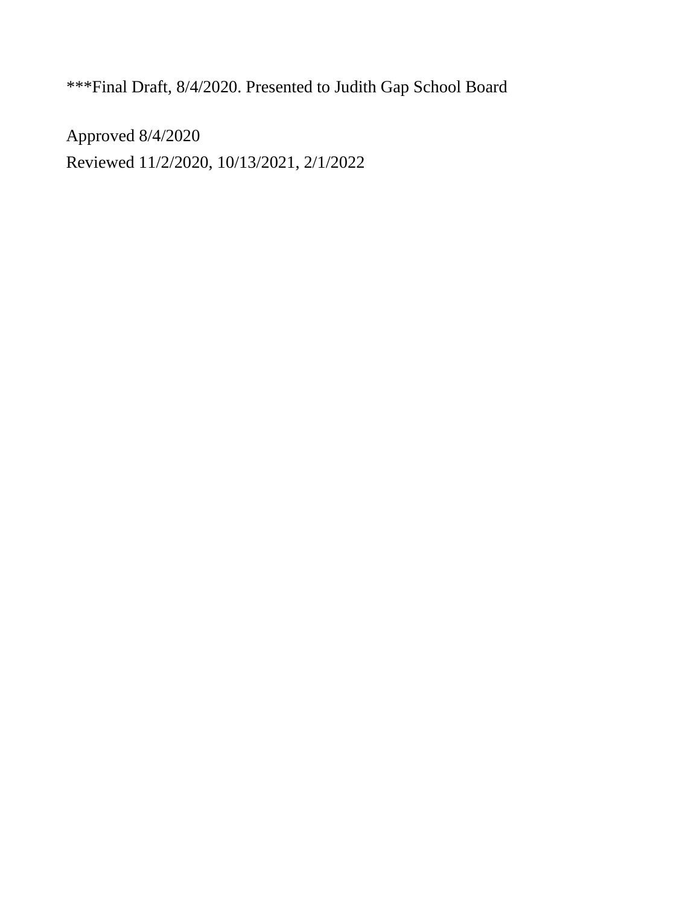***Final Draft, 8/4/2020. Presented to Judith Gap School Board

Approved 8/4/2020
Reviewed 11/2/2020, 10/13/2021, 2/1/2022